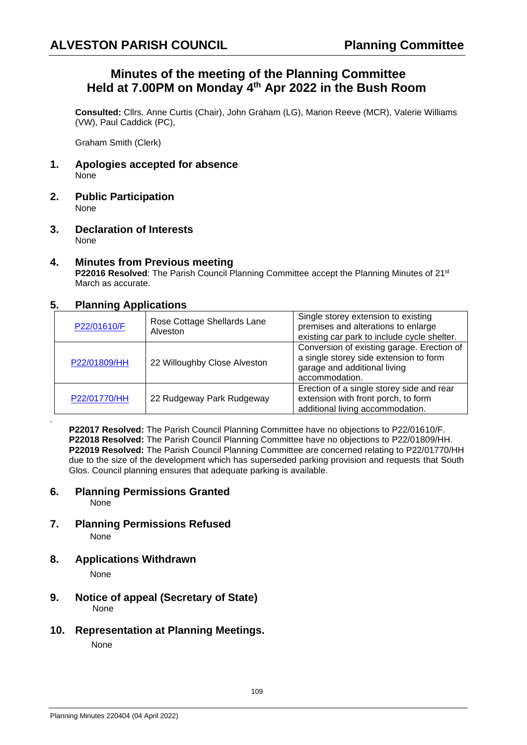# ALVESTON PARISH COUNCIL — Planning Committee

## Minutes of the meeting of the Planning Committee Held at 7.00PM on Monday 4th Apr 2022 in the Bush Room

**Consulted:** Cllrs. Anne Curtis (Chair), John Graham (LG), Marion Reeve (MCR), Valerie Williams (VW), Paul Caddick (PC),

Graham Smith (Clerk)

### 1. Apologies accepted for absence

None

### 2. Public Participation

None

### 3. Declaration of Interests

None

### 4. Minutes from Previous meeting

**P22016 Resolved**: The Parish Council Planning Committee accept the Planning Minutes of 21st March as accurate.

### 5. Planning Applications

| P22/01610/F | Rose Cottage Shellards Lane Alveston | Single storey extension to existing premises and alterations to enlarge existing car park to include cycle shelter. |
|---|---|---|
| P22/01809/HH | 22 Willoughby Close Alveston | Conversion of existing garage. Erection of a single storey side extension to form garage and additional living accommodation. |
| P22/01770/HH | 22 Rudgeway Park Rudgeway | Erection of a single storey side and rear extension with front porch, to form additional living accommodation. |

.

**P22017 Resolved:** The Parish Council Planning Committee have no objections to P22/01610/F.
**P22018 Resolved:** The Parish Council Planning Committee have no objections to P22/01809/HH.
**P22019 Resolved:** The Parish Council Planning Committee are concerned relating to P22/01770/HH due to the size of the development which has superseded parking provision and requests that South Glos. Council planning ensures that adequate parking is available.

### 6. Planning Permissions Granted

None

### 7. Planning Permissions Refused

None

### 8. Applications Withdrawn

None

### 9. Notice of appeal (Secretary of State)

None

### 10. Representation at Planning Meetings.

None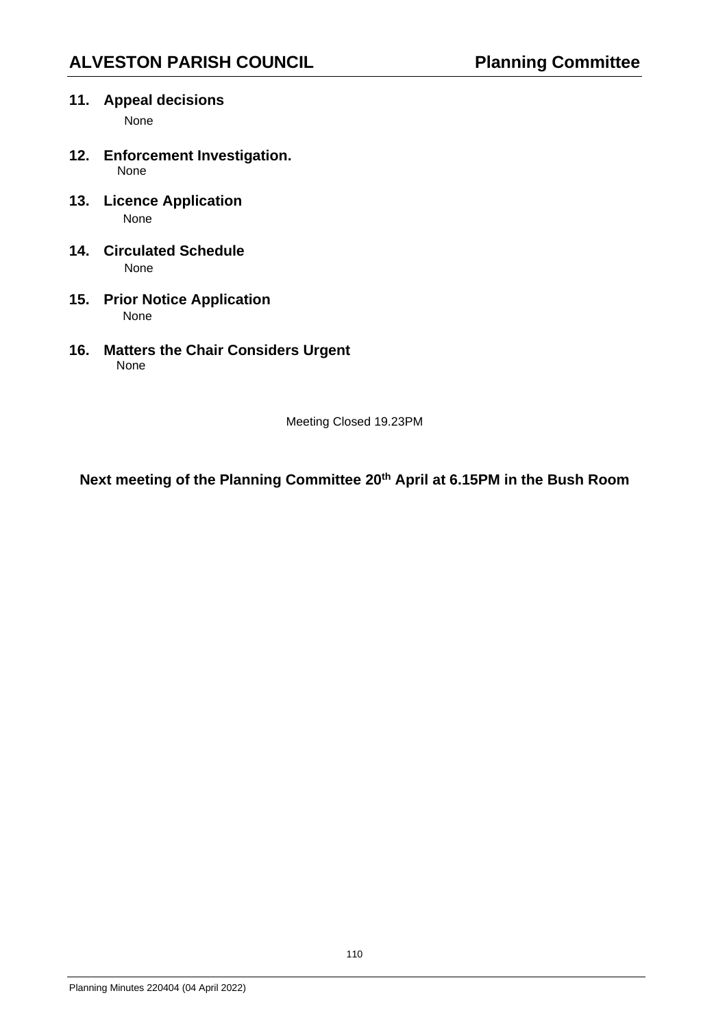## 11. Appeal decisions

None

## 12. Enforcement Investigation.

None

## 13. Licence Application

None

## 14. Circulated Schedule

None

## 15. Prior Notice Application

None

## 16. Matters the Chair Considers Urgent

None

Meeting Closed 19.23PM

**Next meeting of the Planning Committee 20th April at 6.15PM in the Bush Room**